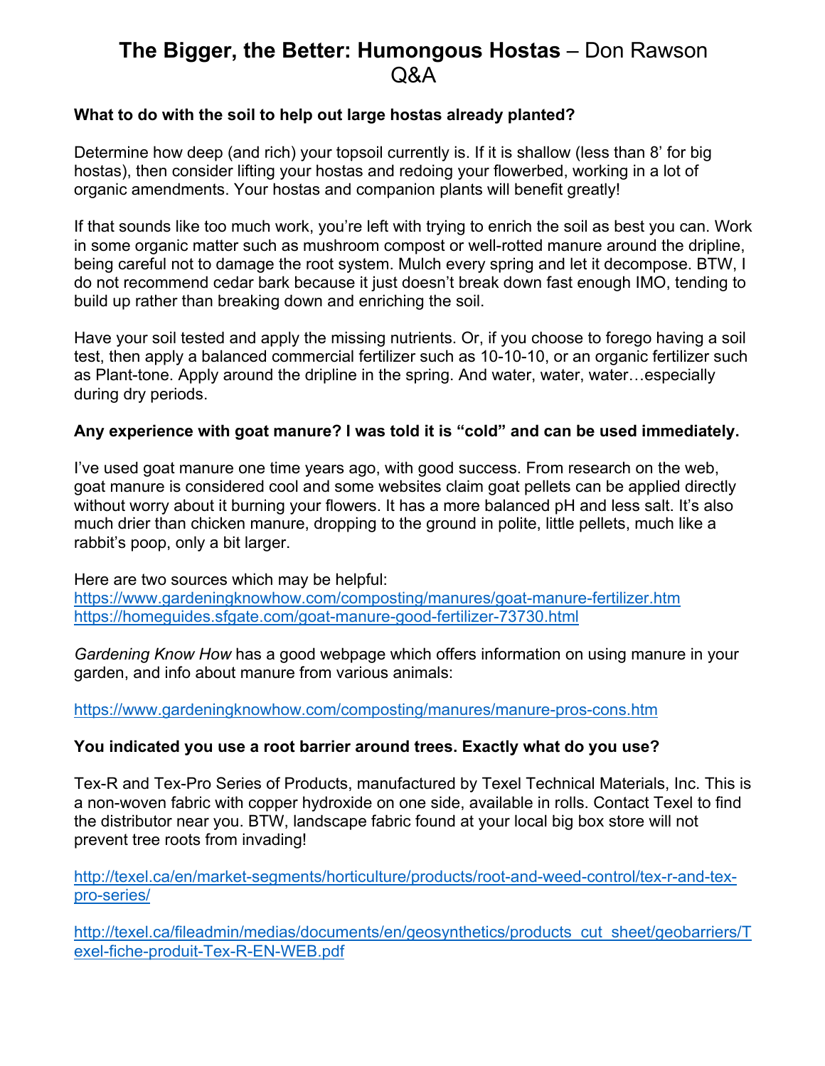# **The Bigger, the Better: Humongous Hostas** – Don Rawson Q&A

**What to do with the soil to help out large hostas already planted?**

Determine how deep (and rich) your topsoil currently is. If it is shallow (less than 8' for big hostas), then consider lifting your hostas and redoing your flowerbed, working in a lot of organic amendments. Your hostas and companion plants will benefit greatly!

If that sounds like too much work, you're left with trying to enrich the soil as best you can. Work in some organic matter such as mushroom compost or well-rotted manure around the dripline, being careful not to damage the root system. Mulch every spring and let it decompose. BTW, I do not recommend cedar bark because it just doesn't break down fast enough IMO, tending to build up rather than breaking down and enriching the soil.

Have your soil tested and apply the missing nutrients. Or, if you choose to forego having a soil test, then apply a balanced commercial fertilizer such as 10-10-10, or an organic fertilizer such as Plant-tone. Apply around the dripline in the spring. And water, water, water…especially during dry periods.

**Any experience with goat manure? I was told it is "cold" and can be used immediately.**

I've used goat manure one time years ago, with good success. From research on the web, goat manure is considered cool and some websites claim goat pellets can be applied directly without worry about it burning your flowers. It has a more balanced pH and less salt. It's also much drier than chicken manure, dropping to the ground in polite, little pellets, much like a rabbit's poop, only a bit larger.

Here are two sources which may be helpful:
https://www.gardeningknowhow.com/composting/manures/goat-manure-fertilizer.htm
https://homeguides.sfgate.com/goat-manure-good-fertilizer-73730.html

*Gardening Know How* has a good webpage which offers information on using manure in your garden, and info about manure from various animals:

https://www.gardeningknowhow.com/composting/manures/manure-pros-cons.htm

**You indicated you use a root barrier around trees. Exactly what do you use?**

Tex-R and Tex-Pro Series of Products, manufactured by Texel Technical Materials, Inc. This is a non-woven fabric with copper hydroxide on one side, available in rolls. Contact Texel to find the distributor near you. BTW, landscape fabric found at your local big box store will not prevent tree roots from invading!

http://texel.ca/en/market-segments/horticulture/products/root-and-weed-control/tex-r-and-tex-pro-series/

http://texel.ca/fileadmin/medias/documents/en/geosynthetics/products_cut_sheet/geobarriers/Texel-fiche-produit-Tex-R-EN-WEB.pdf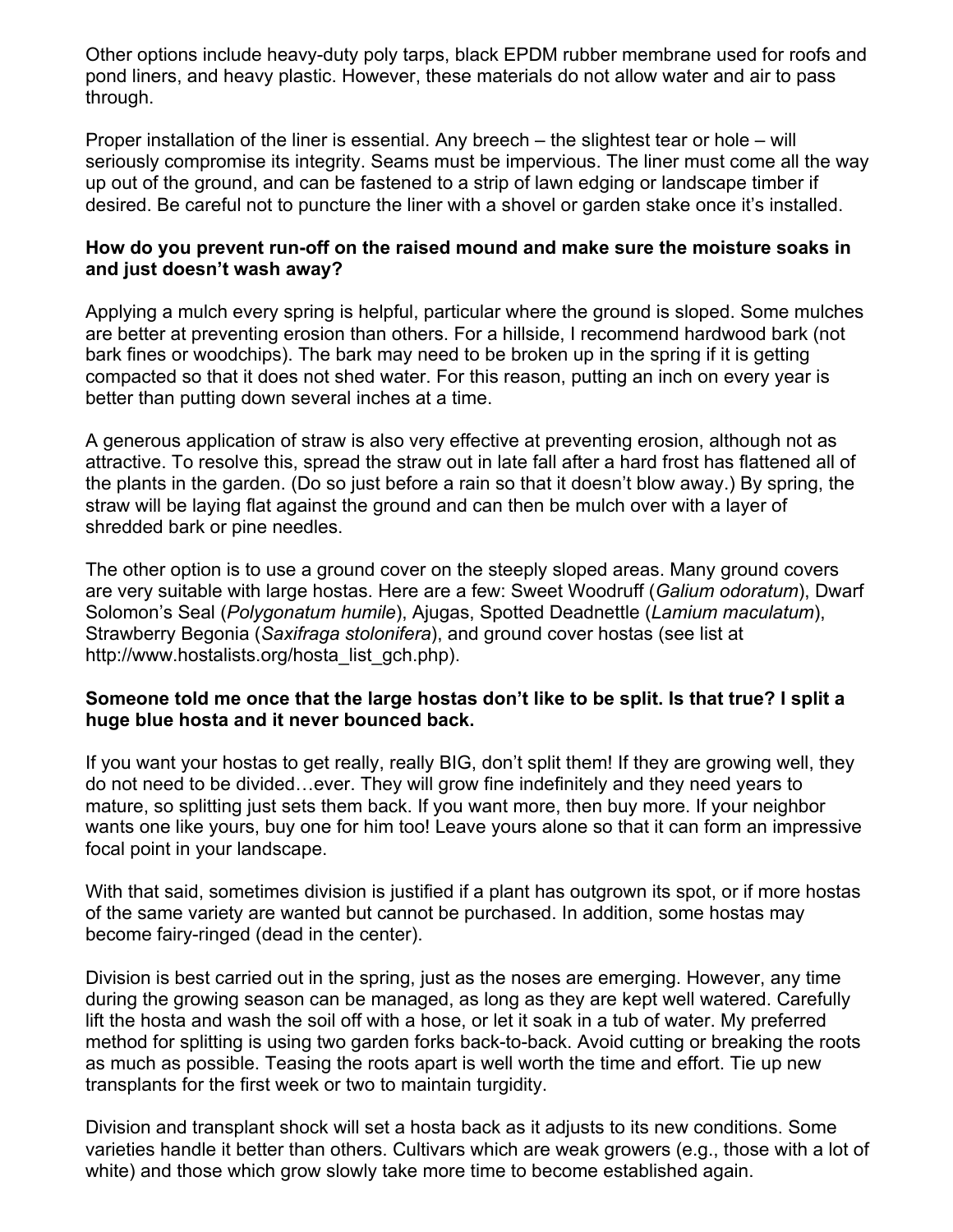Other options include heavy-duty poly tarps, black EPDM rubber membrane used for roofs and pond liners, and heavy plastic. However, these materials do not allow water and air to pass through.

Proper installation of the liner is essential. Any breech – the slightest tear or hole – will seriously compromise its integrity. Seams must be impervious. The liner must come all the way up out of the ground, and can be fastened to a strip of lawn edging or landscape timber if desired. Be careful not to puncture the liner with a shovel or garden stake once it's installed.

**How do you prevent run-off on the raised mound and make sure the moisture soaks in and just doesn't wash away?**

Applying a mulch every spring is helpful, particular where the ground is sloped. Some mulches are better at preventing erosion than others. For a hillside, I recommend hardwood bark (not bark fines or woodchips). The bark may need to be broken up in the spring if it is getting compacted so that it does not shed water. For this reason, putting an inch on every year is better than putting down several inches at a time.

A generous application of straw is also very effective at preventing erosion, although not as attractive. To resolve this, spread the straw out in late fall after a hard frost has flattened all of the plants in the garden. (Do so just before a rain so that it doesn't blow away.) By spring, the straw will be laying flat against the ground and can then be mulch over with a layer of shredded bark or pine needles.

The other option is to use a ground cover on the steeply sloped areas. Many ground covers are very suitable with large hostas. Here are a few: Sweet Woodruff (*Galium odoratum*), Dwarf Solomon's Seal (*Polygonatum humile*), Ajugas, Spotted Deadnettle (*Lamium maculatum*), Strawberry Begonia (*Saxifraga stolonifera*), and ground cover hostas (see list at http://www.hostalists.org/hosta_list_gch.php).

**Someone told me once that the large hostas don't like to be split. Is that true? I split a huge blue hosta and it never bounced back.**

If you want your hostas to get really, really BIG, don't split them! If they are growing well, they do not need to be divided…ever. They will grow fine indefinitely and they need years to mature, so splitting just sets them back. If you want more, then buy more. If your neighbor wants one like yours, buy one for him too! Leave yours alone so that it can form an impressive focal point in your landscape.

With that said, sometimes division is justified if a plant has outgrown its spot, or if more hostas of the same variety are wanted but cannot be purchased. In addition, some hostas may become fairy-ringed (dead in the center).

Division is best carried out in the spring, just as the noses are emerging. However, any time during the growing season can be managed, as long as they are kept well watered. Carefully lift the hosta and wash the soil off with a hose, or let it soak in a tub of water. My preferred method for splitting is using two garden forks back-to-back. Avoid cutting or breaking the roots as much as possible. Teasing the roots apart is well worth the time and effort. Tie up new transplants for the first week or two to maintain turgidity.

Division and transplant shock will set a hosta back as it adjusts to its new conditions. Some varieties handle it better than others. Cultivars which are weak growers (e.g., those with a lot of white) and those which grow slowly take more time to become established again.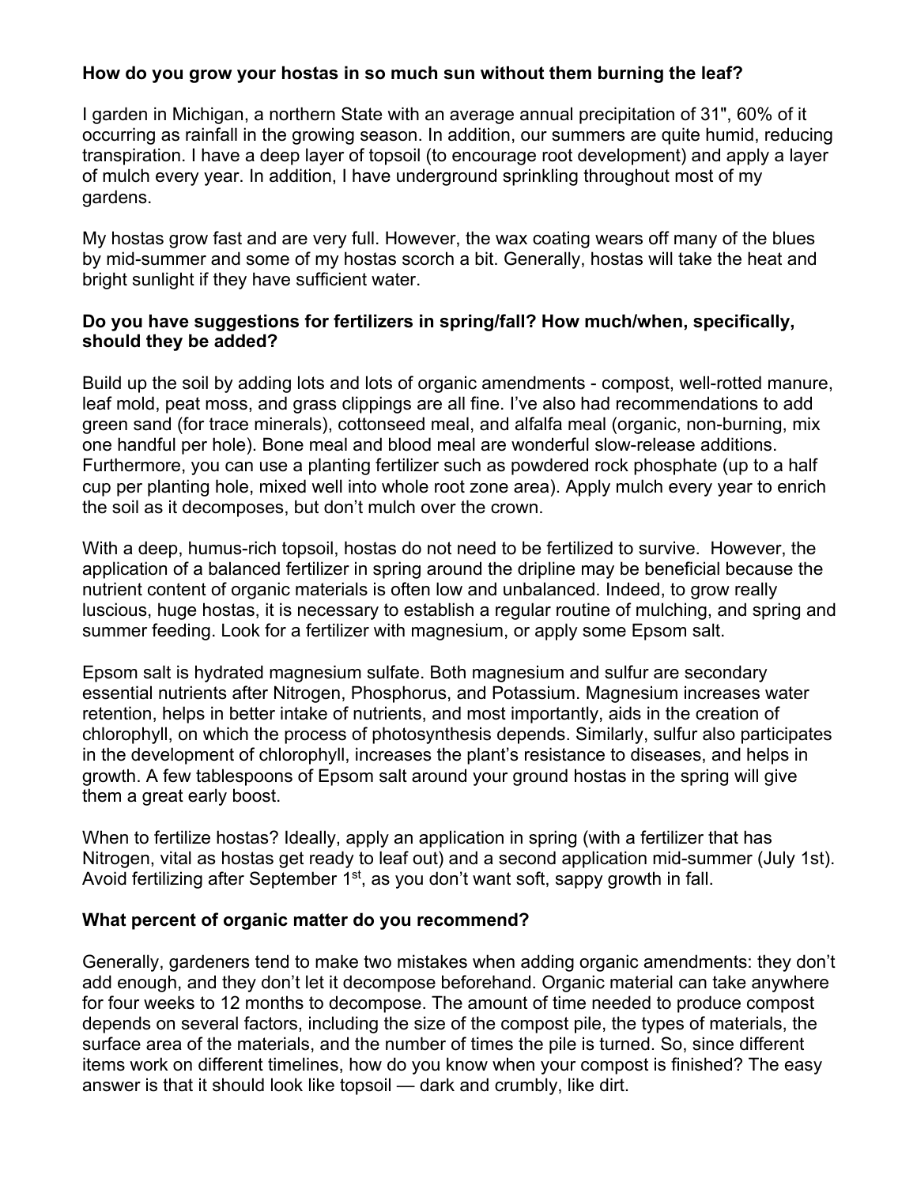**How do you grow your hostas in so much sun without them burning the leaf?**

I garden in Michigan, a northern State with an average annual precipitation of 31", 60% of it occurring as rainfall in the growing season. In addition, our summers are quite humid, reducing transpiration. I have a deep layer of topsoil (to encourage root development) and apply a layer of mulch every year. In addition, I have underground sprinkling throughout most of my gardens.

My hostas grow fast and are very full. However, the wax coating wears off many of the blues by mid-summer and some of my hostas scorch a bit. Generally, hostas will take the heat and bright sunlight if they have sufficient water.

**Do you have suggestions for fertilizers in spring/fall? How much/when, specifically, should they be added?**

Build up the soil by adding lots and lots of organic amendments - compost, well-rotted manure, leaf mold, peat moss, and grass clippings are all fine. I've also had recommendations to add green sand (for trace minerals), cottonseed meal, and alfalfa meal (organic, non-burning, mix one handful per hole). Bone meal and blood meal are wonderful slow-release additions. Furthermore, you can use a planting fertilizer such as powdered rock phosphate (up to a half cup per planting hole, mixed well into whole root zone area). Apply mulch every year to enrich the soil as it decomposes, but don't mulch over the crown.

With a deep, humus-rich topsoil, hostas do not need to be fertilized to survive. However, the application of a balanced fertilizer in spring around the dripline may be beneficial because the nutrient content of organic materials is often low and unbalanced. Indeed, to grow really luscious, huge hostas, it is necessary to establish a regular routine of mulching, and spring and summer feeding. Look for a fertilizer with magnesium, or apply some Epsom salt.

Epsom salt is hydrated magnesium sulfate. Both magnesium and sulfur are secondary essential nutrients after Nitrogen, Phosphorus, and Potassium. Magnesium increases water retention, helps in better intake of nutrients, and most importantly, aids in the creation of chlorophyll, on which the process of photosynthesis depends. Similarly, sulfur also participates in the development of chlorophyll, increases the plant's resistance to diseases, and helps in growth. A few tablespoons of Epsom salt around your ground hostas in the spring will give them a great early boost.

When to fertilize hostas? Ideally, apply an application in spring (with a fertilizer that has Nitrogen, vital as hostas get ready to leaf out) and a second application mid-summer (July 1st). Avoid fertilizing after September 1st, as you don't want soft, sappy growth in fall.

**What percent of organic matter do you recommend?**

Generally, gardeners tend to make two mistakes when adding organic amendments: they don't add enough, and they don't let it decompose beforehand. Organic material can take anywhere for four weeks to 12 months to decompose. The amount of time needed to produce compost depends on several factors, including the size of the compost pile, the types of materials, the surface area of the materials, and the number of times the pile is turned. So, since different items work on different timelines, how do you know when your compost is finished? The easy answer is that it should look like topsoil — dark and crumbly, like dirt.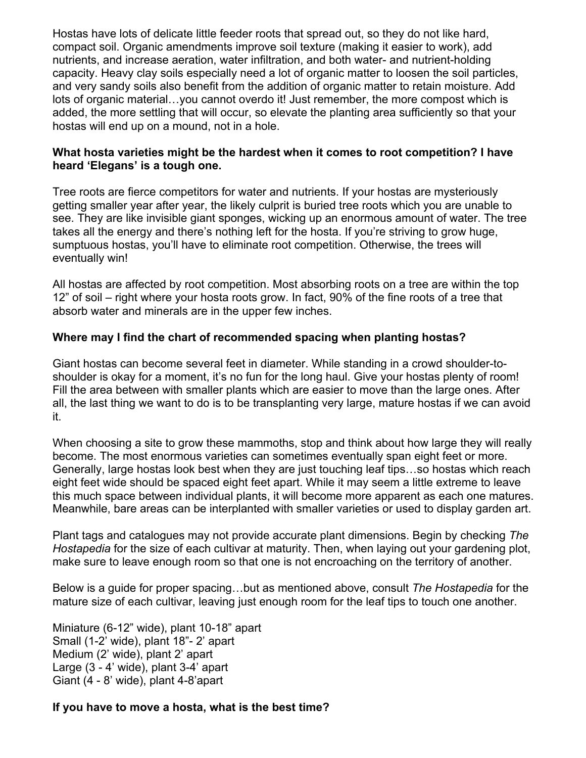Hostas have lots of delicate little feeder roots that spread out, so they do not like hard, compact soil. Organic amendments improve soil texture (making it easier to work), add nutrients, and increase aeration, water infiltration, and both water- and nutrient-holding capacity. Heavy clay soils especially need a lot of organic matter to loosen the soil particles, and very sandy soils also benefit from the addition of organic matter to retain moisture. Add lots of organic material…you cannot overdo it! Just remember, the more compost which is added, the more settling that will occur, so elevate the planting area sufficiently so that your hostas will end up on a mound, not in a hole.

**What hosta varieties might be the hardest when it comes to root competition? I have heard 'Elegans' is a tough one.**

Tree roots are fierce competitors for water and nutrients. If your hostas are mysteriously getting smaller year after year, the likely culprit is buried tree roots which you are unable to see. They are like invisible giant sponges, wicking up an enormous amount of water. The tree takes all the energy and there's nothing left for the hosta. If you're striving to grow huge, sumptuous hostas, you'll have to eliminate root competition. Otherwise, the trees will eventually win!

All hostas are affected by root competition. Most absorbing roots on a tree are within the top 12" of soil – right where your hosta roots grow. In fact, 90% of the fine roots of a tree that absorb water and minerals are in the upper few inches.

**Where may I find the chart of recommended spacing when planting hostas?**

Giant hostas can become several feet in diameter. While standing in a crowd shoulder-to-shoulder is okay for a moment, it's no fun for the long haul. Give your hostas plenty of room! Fill the area between with smaller plants which are easier to move than the large ones. After all, the last thing we want to do is to be transplanting very large, mature hostas if we can avoid it.

When choosing a site to grow these mammoths, stop and think about how large they will really become. The most enormous varieties can sometimes eventually span eight feet or more. Generally, large hostas look best when they are just touching leaf tips…so hostas which reach eight feet wide should be spaced eight feet apart. While it may seem a little extreme to leave this much space between individual plants, it will become more apparent as each one matures. Meanwhile, bare areas can be interplanted with smaller varieties or used to display garden art.

Plant tags and catalogues may not provide accurate plant dimensions. Begin by checking *The Hostapedia* for the size of each cultivar at maturity. Then, when laying out your gardening plot, make sure to leave enough room so that one is not encroaching on the territory of another.

Below is a guide for proper spacing…but as mentioned above, consult *The Hostapedia* for the mature size of each cultivar, leaving just enough room for the leaf tips to touch one another.

Miniature (6-12" wide), plant 10-18" apart
Small (1-2' wide), plant 18"- 2' apart
Medium (2' wide), plant 2' apart
Large (3 - 4' wide), plant 3-4' apart
Giant (4 - 8' wide), plant 4-8'apart

**If you have to move a hosta, what is the best time?**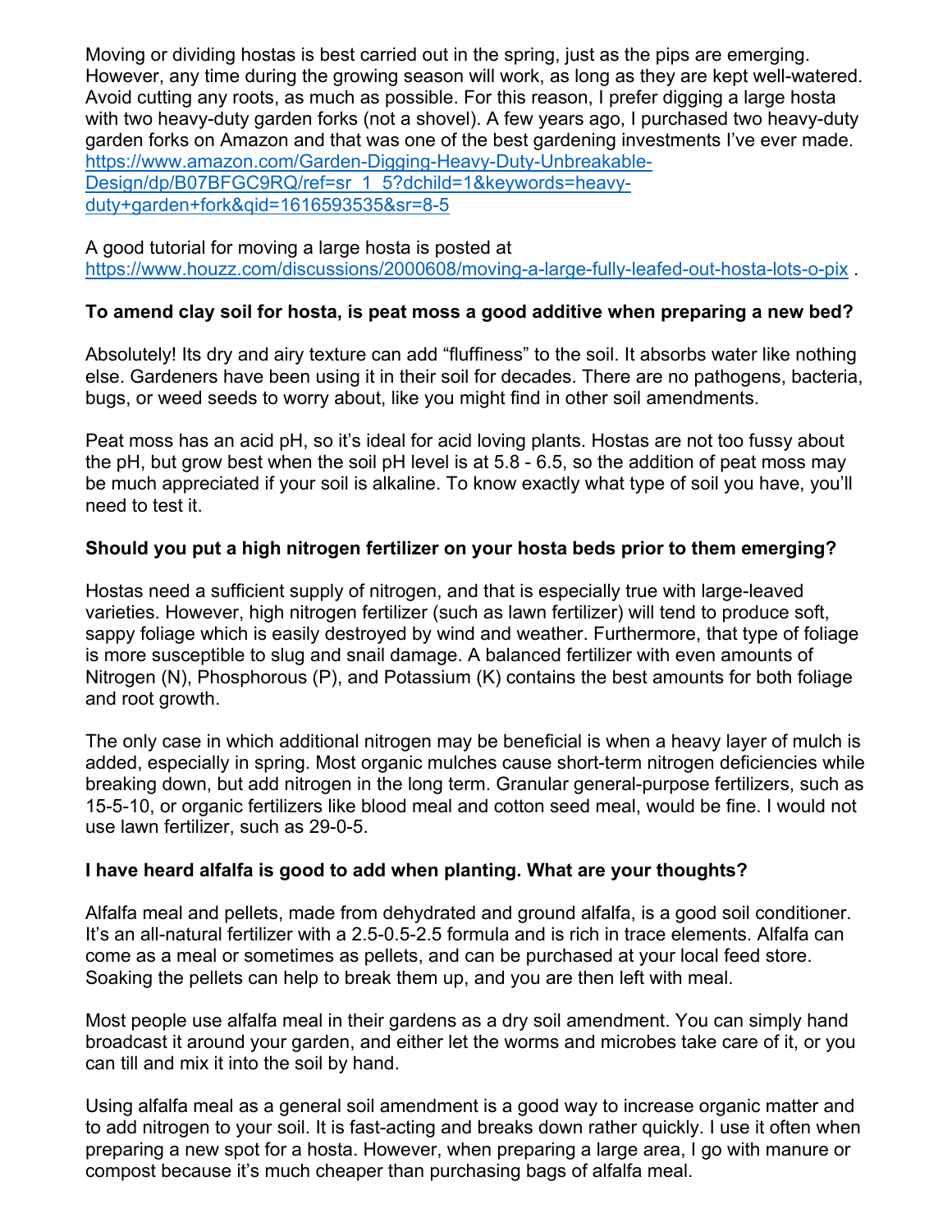Moving or dividing hostas is best carried out in the spring, just as the pips are emerging. However, any time during the growing season will work, as long as they are kept well-watered. Avoid cutting any roots, as much as possible. For this reason, I prefer digging a large hosta with two heavy-duty garden forks (not a shovel). A few years ago, I purchased two heavy-duty garden forks on Amazon and that was one of the best gardening investments I've ever made. https://www.amazon.com/Garden-Digging-Heavy-Duty-Unbreakable-Design/dp/B07BFGC9RQ/ref=sr_1_5?dchild=1&keywords=heavy-duty+garden+fork&qid=1616593535&sr=8-5

A good tutorial for moving a large hosta is posted at https://www.houzz.com/discussions/2000608/moving-a-large-fully-leafed-out-hosta-lots-o-pix .

**To amend clay soil for hosta, is peat moss a good additive when preparing a new bed?**

Absolutely! Its dry and airy texture can add "fluffiness" to the soil. It absorbs water like nothing else. Gardeners have been using it in their soil for decades. There are no pathogens, bacteria, bugs, or weed seeds to worry about, like you might find in other soil amendments.

Peat moss has an acid pH, so it's ideal for acid loving plants. Hostas are not too fussy about the pH, but grow best when the soil pH level is at 5.8 - 6.5, so the addition of peat moss may be much appreciated if your soil is alkaline. To know exactly what type of soil you have, you'll need to test it.

**Should you put a high nitrogen fertilizer on your hosta beds prior to them emerging?**

Hostas need a sufficient supply of nitrogen, and that is especially true with large-leaved varieties. However, high nitrogen fertilizer (such as lawn fertilizer) will tend to produce soft, sappy foliage which is easily destroyed by wind and weather. Furthermore, that type of foliage is more susceptible to slug and snail damage. A balanced fertilizer with even amounts of Nitrogen (N), Phosphorous (P), and Potassium (K) contains the best amounts for both foliage and root growth.

The only case in which additional nitrogen may be beneficial is when a heavy layer of mulch is added, especially in spring. Most organic mulches cause short-term nitrogen deficiencies while breaking down, but add nitrogen in the long term. Granular general-purpose fertilizers, such as 15-5-10, or organic fertilizers like blood meal and cotton seed meal, would be fine. I would not use lawn fertilizer, such as 29-0-5.

**I have heard alfalfa is good to add when planting. What are your thoughts?**

Alfalfa meal and pellets, made from dehydrated and ground alfalfa, is a good soil conditioner. It's an all-natural fertilizer with a 2.5-0.5-2.5 formula and is rich in trace elements. Alfalfa can come as a meal or sometimes as pellets, and can be purchased at your local feed store. Soaking the pellets can help to break them up, and you are then left with meal.

Most people use alfalfa meal in their gardens as a dry soil amendment. You can simply hand broadcast it around your garden, and either let the worms and microbes take care of it, or you can till and mix it into the soil by hand.

Using alfalfa meal as a general soil amendment is a good way to increase organic matter and to add nitrogen to your soil. It is fast-acting and breaks down rather quickly. I use it often when preparing a new spot for a hosta. However, when preparing a large area, I go with manure or compost because it's much cheaper than purchasing bags of alfalfa meal.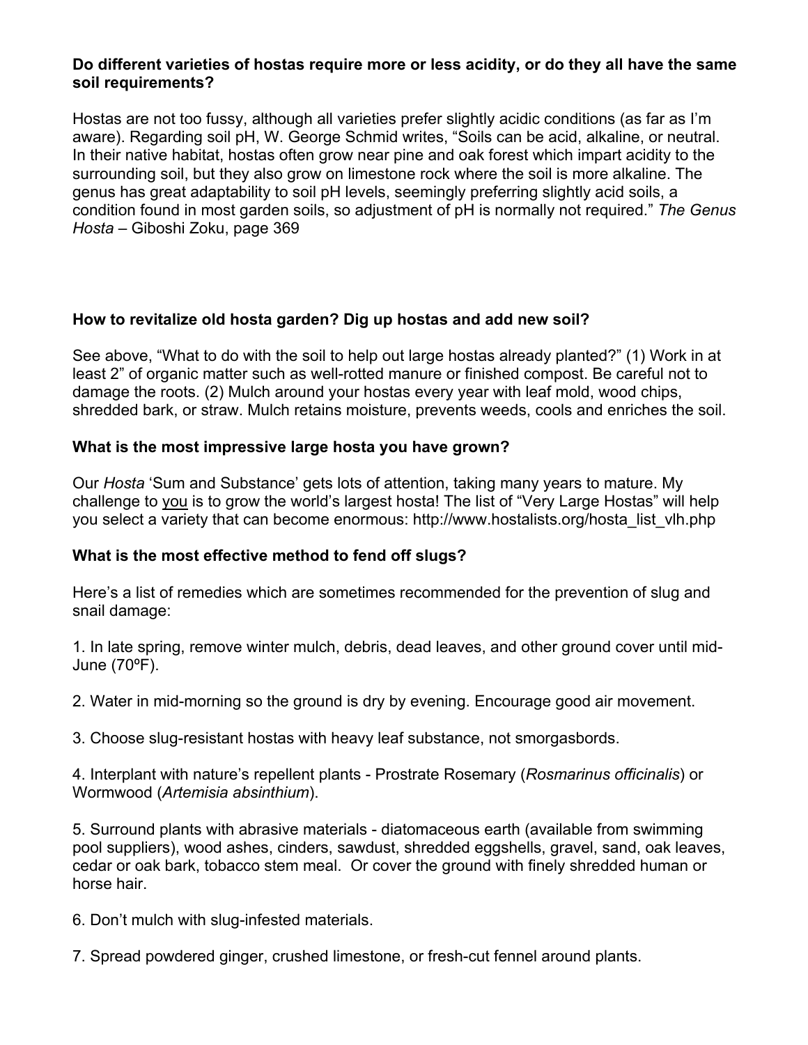**Do different varieties of hostas require more or less acidity, or do they all have the same soil requirements?**

Hostas are not too fussy, although all varieties prefer slightly acidic conditions (as far as I'm aware). Regarding soil pH, W. George Schmid writes, "Soils can be acid, alkaline, or neutral. In their native habitat, hostas often grow near pine and oak forest which impart acidity to the surrounding soil, but they also grow on limestone rock where the soil is more alkaline. The genus has great adaptability to soil pH levels, seemingly preferring slightly acid soils, a condition found in most garden soils, so adjustment of pH is normally not required." *The Genus Hosta* – Giboshi Zoku, page 369

**How to revitalize old hosta garden? Dig up hostas and add new soil?**

See above, "What to do with the soil to help out large hostas already planted?" (1) Work in at least 2" of organic matter such as well-rotted manure or finished compost. Be careful not to damage the roots. (2) Mulch around your hostas every year with leaf mold, wood chips, shredded bark, or straw. Mulch retains moisture, prevents weeds, cools and enriches the soil.

**What is the most impressive large hosta you have grown?**

Our *Hosta* 'Sum and Substance' gets lots of attention, taking many years to mature. My challenge to <u>you</u> is to grow the world's largest hosta! The list of "Very Large Hostas" will help you select a variety that can become enormous: http://www.hostalists.org/hosta_list_vlh.php

**What is the most effective method to fend off slugs?**

Here's a list of remedies which are sometimes recommended for the prevention of slug and snail damage:

1. In late spring, remove winter mulch, debris, dead leaves, and other ground cover until mid-June (70ºF).

2. Water in mid-morning so the ground is dry by evening. Encourage good air movement.

3. Choose slug-resistant hostas with heavy leaf substance, not smorgasbords.

4. Interplant with nature's repellent plants - Prostrate Rosemary (*Rosmarinus officinalis*) or Wormwood (*Artemisia absinthium*).

5. Surround plants with abrasive materials - diatomaceous earth (available from swimming pool suppliers), wood ashes, cinders, sawdust, shredded eggshells, gravel, sand, oak leaves, cedar or oak bark, tobacco stem meal. Or cover the ground with finely shredded human or horse hair.

6. Don't mulch with slug-infested materials.

7. Spread powdered ginger, crushed limestone, or fresh-cut fennel around plants.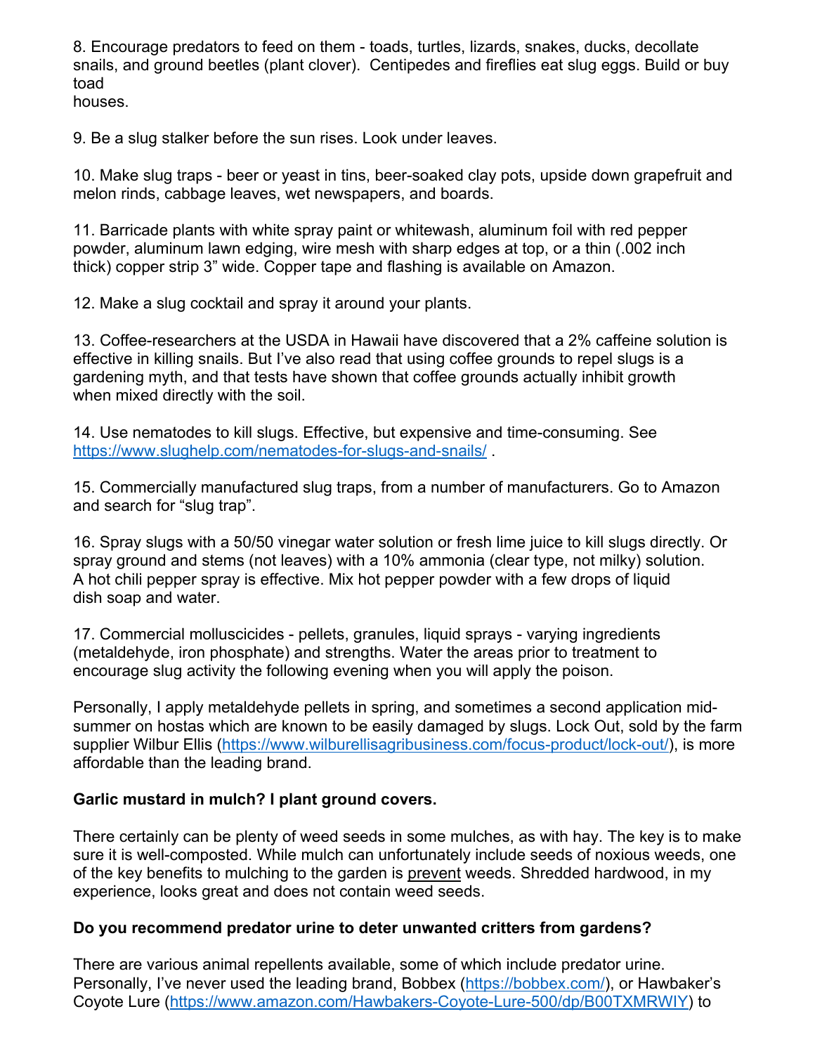8. Encourage predators to feed on them - toads, turtles, lizards, snakes, ducks, decollate snails, and ground beetles (plant clover). Centipedes and fireflies eat slug eggs. Build or buy toad houses.

9. Be a slug stalker before the sun rises. Look under leaves.

10. Make slug traps - beer or yeast in tins, beer-soaked clay pots, upside down grapefruit and melon rinds, cabbage leaves, wet newspapers, and boards.

11. Barricade plants with white spray paint or whitewash, aluminum foil with red pepper powder, aluminum lawn edging, wire mesh with sharp edges at top, or a thin (.002 inch thick) copper strip 3" wide. Copper tape and flashing is available on Amazon.

12. Make a slug cocktail and spray it around your plants.

13. Coffee-researchers at the USDA in Hawaii have discovered that a 2% caffeine solution is effective in killing snails. But I've also read that using coffee grounds to repel slugs is a gardening myth, and that tests have shown that coffee grounds actually inhibit growth when mixed directly with the soil.

14. Use nematodes to kill slugs. Effective, but expensive and time-consuming. See https://www.slughelp.com/nematodes-for-slugs-and-snails/ .

15. Commercially manufactured slug traps, from a number of manufacturers. Go to Amazon and search for "slug trap".

16. Spray slugs with a 50/50 vinegar water solution or fresh lime juice to kill slugs directly. Or spray ground and stems (not leaves) with a 10% ammonia (clear type, not milky) solution. A hot chili pepper spray is effective. Mix hot pepper powder with a few drops of liquid dish soap and water.

17. Commercial molluscicides - pellets, granules, liquid sprays - varying ingredients (metaldehyde, iron phosphate) and strengths. Water the areas prior to treatment to encourage slug activity the following evening when you will apply the poison.

Personally, I apply metaldehyde pellets in spring, and sometimes a second application mid-summer on hostas which are known to be easily damaged by slugs. Lock Out, sold by the farm supplier Wilbur Ellis (https://www.wilburellisagribusiness.com/focus-product/lock-out/), is more affordable than the leading brand.

**Garlic mustard in mulch? I plant ground covers.**

There certainly can be plenty of weed seeds in some mulches, as with hay. The key is to make sure it is well-composted. While mulch can unfortunately include seeds of noxious weeds, one of the key benefits to mulching to the garden is prevent weeds. Shredded hardwood, in my experience, looks great and does not contain weed seeds.

**Do you recommend predator urine to deter unwanted critters from gardens?**

There are various animal repellents available, some of which include predator urine. Personally, I've never used the leading brand, Bobbex (https://bobbex.com/), or Hawbaker's Coyote Lure (https://www.amazon.com/Hawbakers-Coyote-Lure-500/dp/B00TXMRWIY) to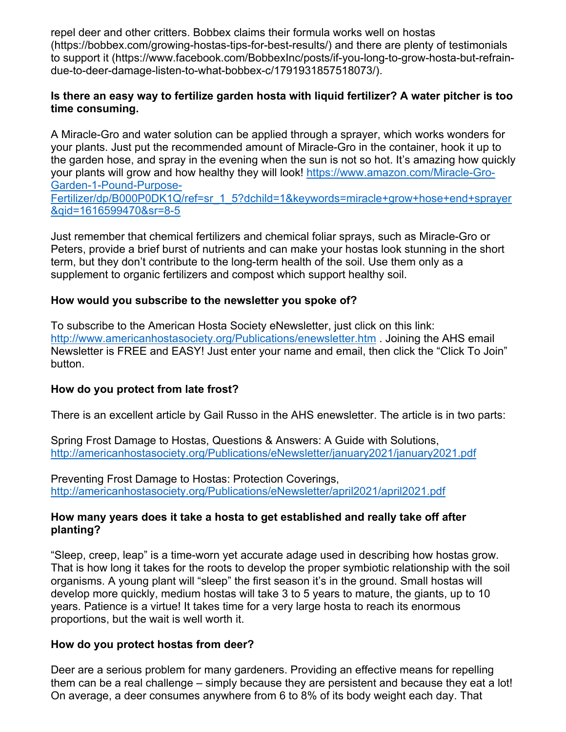repel deer and other critters. Bobbex claims their formula works well on hostas (https://bobbex.com/growing-hostas-tips-for-best-results/) and there are plenty of testimonials to support it (https://www.facebook.com/BobbexInc/posts/if-you-long-to-grow-hosta-but-refrain-due-to-deer-damage-listen-to-what-bobbex-c/1791931857518073/).

**Is there an easy way to fertilize garden hosta with liquid fertilizer? A water pitcher is too time consuming.**

A Miracle-Gro and water solution can be applied through a sprayer, which works wonders for your plants. Just put the recommended amount of Miracle-Gro in the container, hook it up to the garden hose, and spray in the evening when the sun is not so hot. It's amazing how quickly your plants will grow and how healthy they will look! https://www.amazon.com/Miracle-Gro-Garden-1-Pound-Purpose-Fertilizer/dp/B000P0DK1Q/ref=sr_1_5?dchild=1&keywords=miracle+grow+hose+end+sprayer&qid=1616599470&sr=8-5

Just remember that chemical fertilizers and chemical foliar sprays, such as Miracle-Gro or Peters, provide a brief burst of nutrients and can make your hostas look stunning in the short term, but they don't contribute to the long-term health of the soil. Use them only as a supplement to organic fertilizers and compost which support healthy soil.

**How would you subscribe to the newsletter you spoke of?**

To subscribe to the American Hosta Society eNewsletter, just click on this link: http://www.americanhostasociety.org/Publications/enewsletter.htm . Joining the AHS email Newsletter is FREE and EASY! Just enter your name and email, then click the "Click To Join" button.

**How do you protect from late frost?**

There is an excellent article by Gail Russo in the AHS enewsletter. The article is in two parts:

Spring Frost Damage to Hostas, Questions & Answers: A Guide with Solutions, http://americanhostasociety.org/Publications/eNewsletter/january2021/january2021.pdf

Preventing Frost Damage to Hostas: Protection Coverings, http://americanhostasociety.org/Publications/eNewsletter/april2021/april2021.pdf

**How many years does it take a hosta to get established and really take off after planting?**

"Sleep, creep, leap" is a time-worn yet accurate adage used in describing how hostas grow. That is how long it takes for the roots to develop the proper symbiotic relationship with the soil organisms. A young plant will "sleep" the first season it's in the ground. Small hostas will develop more quickly, medium hostas will take 3 to 5 years to mature, the giants, up to 10 years. Patience is a virtue! It takes time for a very large hosta to reach its enormous proportions, but the wait is well worth it.

**How do you protect hostas from deer?**

Deer are a serious problem for many gardeners. Providing an effective means for repelling them can be a real challenge – simply because they are persistent and because they eat a lot! On average, a deer consumes anywhere from 6 to 8% of its body weight each day. That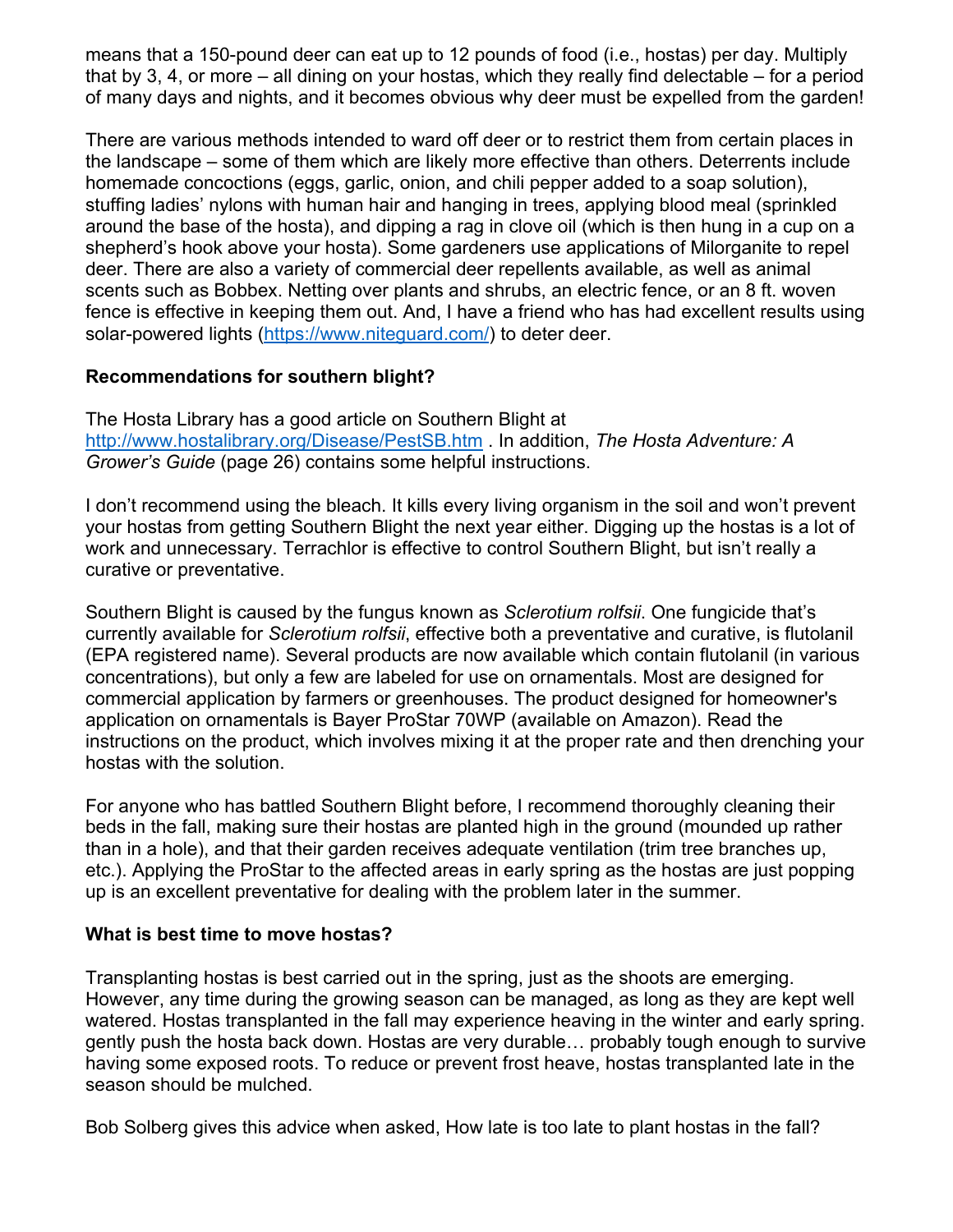means that a 150-pound deer can eat up to 12 pounds of food (i.e., hostas) per day. Multiply that by 3, 4, or more – all dining on your hostas, which they really find delectable – for a period of many days and nights, and it becomes obvious why deer must be expelled from the garden!

There are various methods intended to ward off deer or to restrict them from certain places in the landscape – some of them which are likely more effective than others. Deterrents include homemade concoctions (eggs, garlic, onion, and chili pepper added to a soap solution), stuffing ladies' nylons with human hair and hanging in trees, applying blood meal (sprinkled around the base of the hosta), and dipping a rag in clove oil (which is then hung in a cup on a shepherd's hook above your hosta). Some gardeners use applications of Milorganite to repel deer. There are also a variety of commercial deer repellents available, as well as animal scents such as Bobbex. Netting over plants and shrubs, an electric fence, or an 8 ft. woven fence is effective in keeping them out. And, I have a friend who has had excellent results using solar-powered lights ([https://www.niteguard.com/](https://www.niteguard.com/)) to deter deer.

**Recommendations for southern blight?**

The Hosta Library has a good article on Southern Blight at [http://www.hostalibrary.org/Disease/PestSB.htm](http://www.hostalibrary.org/Disease/PestSB.htm) . In addition, *The Hosta Adventure: A Grower's Guide* (page 26) contains some helpful instructions.

I don't recommend using the bleach. It kills every living organism in the soil and won't prevent your hostas from getting Southern Blight the next year either. Digging up the hostas is a lot of work and unnecessary. Terrachlor is effective to control Southern Blight, but isn't really a curative or preventative.

Southern Blight is caused by the fungus known as *Sclerotium rolfsii*. One fungicide that's currently available for *Sclerotium rolfsii*, effective both a preventative and curative, is flutolanil (EPA registered name). Several products are now available which contain flutolanil (in various concentrations), but only a few are labeled for use on ornamentals. Most are designed for commercial application by farmers or greenhouses. The product designed for homeowner's application on ornamentals is Bayer ProStar 70WP (available on Amazon). Read the instructions on the product, which involves mixing it at the proper rate and then drenching your hostas with the solution.

For anyone who has battled Southern Blight before, I recommend thoroughly cleaning their beds in the fall, making sure their hostas are planted high in the ground (mounded up rather than in a hole), and that their garden receives adequate ventilation (trim tree branches up, etc.). Applying the ProStar to the affected areas in early spring as the hostas are just popping up is an excellent preventative for dealing with the problem later in the summer.

**What is best time to move hostas?**

Transplanting hostas is best carried out in the spring, just as the shoots are emerging. However, any time during the growing season can be managed, as long as they are kept well watered. Hostas transplanted in the fall may experience heaving in the winter and early spring. gently push the hosta back down. Hostas are very durable… probably tough enough to survive having some exposed roots. To reduce or prevent frost heave, hostas transplanted late in the season should be mulched.

Bob Solberg gives this advice when asked, How late is too late to plant hostas in the fall?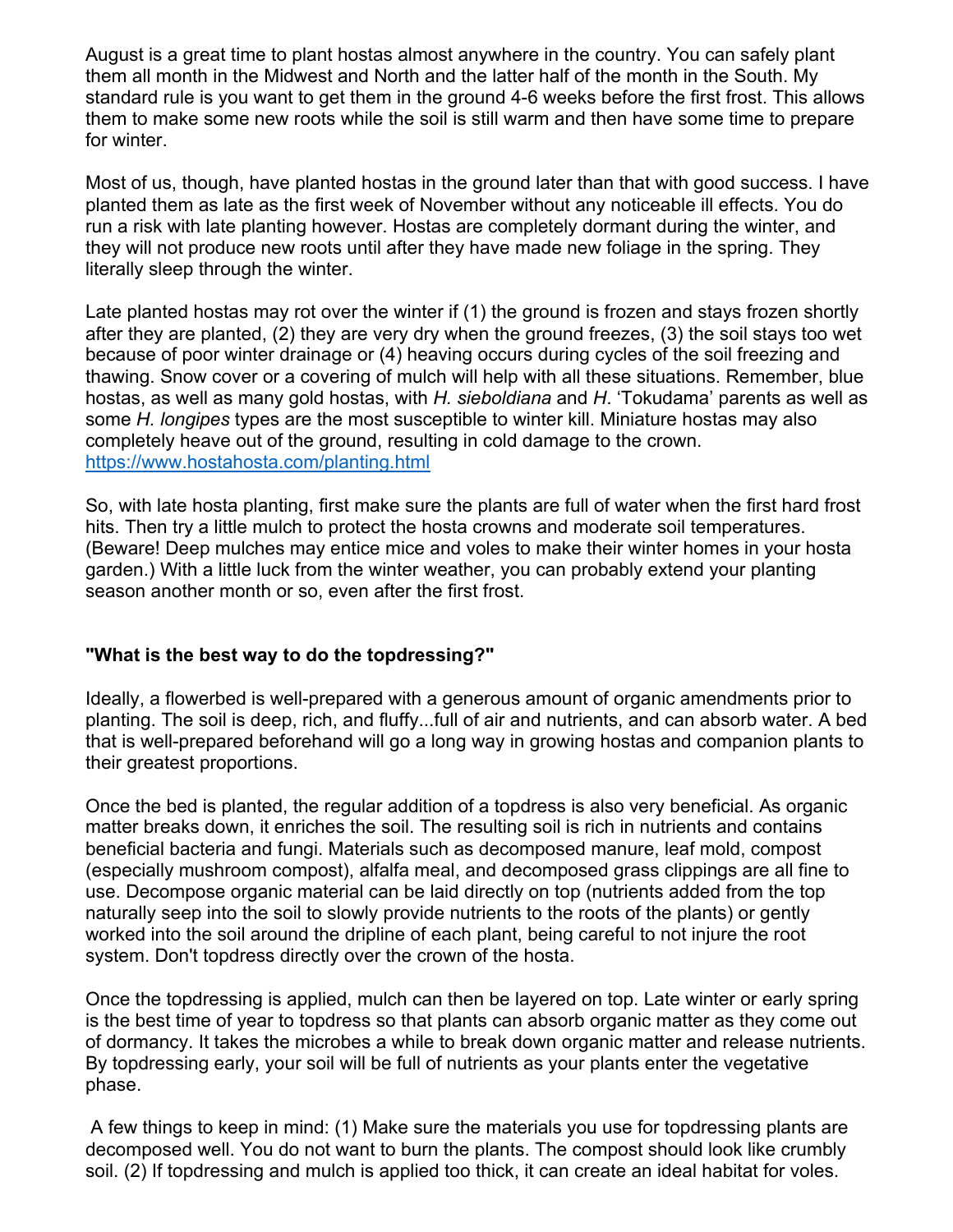August is a great time to plant hostas almost anywhere in the country. You can safely plant them all month in the Midwest and North and the latter half of the month in the South. My standard rule is you want to get them in the ground 4-6 weeks before the first frost. This allows them to make some new roots while the soil is still warm and then have some time to prepare for winter.

Most of us, though, have planted hostas in the ground later than that with good success. I have planted them as late as the first week of November without any noticeable ill effects. You do run a risk with late planting however. Hostas are completely dormant during the winter, and they will not produce new roots until after they have made new foliage in the spring. They literally sleep through the winter.

Late planted hostas may rot over the winter if (1) the ground is frozen and stays frozen shortly after they are planted, (2) they are very dry when the ground freezes, (3) the soil stays too wet because of poor winter drainage or (4) heaving occurs during cycles of the soil freezing and thawing. Snow cover or a covering of mulch will help with all these situations. Remember, blue hostas, as well as many gold hostas, with *H. sieboldiana* and *H*. 'Tokudama' parents as well as some *H. longipes* types are the most susceptible to winter kill. Miniature hostas may also completely heave out of the ground, resulting in cold damage to the crown. [https://www.hostahosta.com/planting.html](https://www.hostahosta.com/planting.html)

So, with late hosta planting, first make sure the plants are full of water when the first hard frost hits. Then try a little mulch to protect the hosta crowns and moderate soil temperatures. (Beware! Deep mulches may entice mice and voles to make their winter homes in your hosta garden.) With a little luck from the winter weather, you can probably extend your planting season another month or so, even after the first frost.

**"What is the best way to do the topdressing?"**

Ideally, a flowerbed is well-prepared with a generous amount of organic amendments prior to planting. The soil is deep, rich, and fluffy...full of air and nutrients, and can absorb water. A bed that is well-prepared beforehand will go a long way in growing hostas and companion plants to their greatest proportions.

Once the bed is planted, the regular addition of a topdress is also very beneficial. As organic matter breaks down, it enriches the soil. The resulting soil is rich in nutrients and contains beneficial bacteria and fungi. Materials such as decomposed manure, leaf mold, compost (especially mushroom compost), alfalfa meal, and decomposed grass clippings are all fine to use. Decompose organic material can be laid directly on top (nutrients added from the top naturally seep into the soil to slowly provide nutrients to the roots of the plants) or gently worked into the soil around the dripline of each plant, being careful to not injure the root system. Don't topdress directly over the crown of the hosta.

Once the topdressing is applied, mulch can then be layered on top. Late winter or early spring is the best time of year to topdress so that plants can absorb organic matter as they come out of dormancy. It takes the microbes a while to break down organic matter and release nutrients. By topdressing early, your soil will be full of nutrients as your plants enter the vegetative phase.

A few things to keep in mind: (1) Make sure the materials you use for topdressing plants are decomposed well. You do not want to burn the plants. The compost should look like crumbly soil. (2) If topdressing and mulch is applied too thick, it can create an ideal habitat for voles.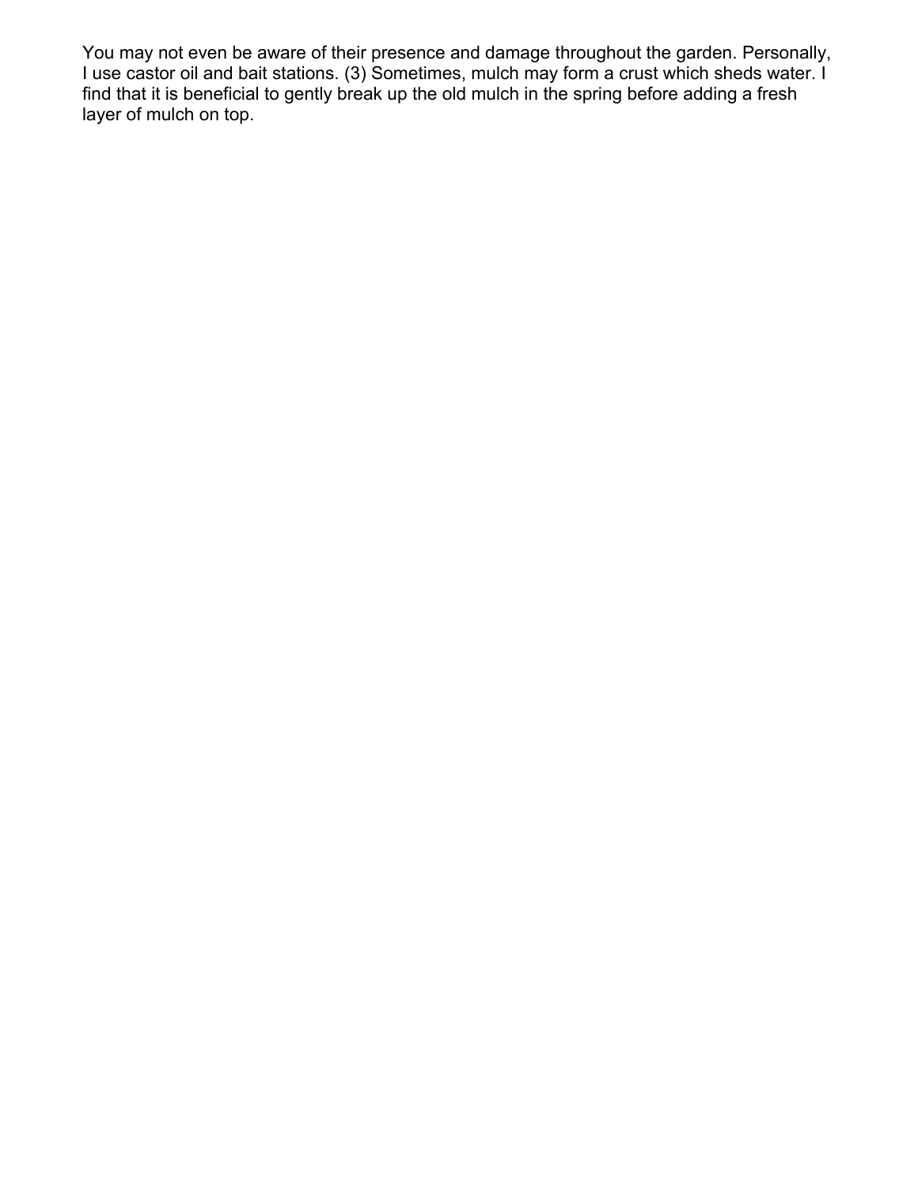You may not even be aware of their presence and damage throughout the garden. Personally, I use castor oil and bait stations. (3) Sometimes, mulch may form a crust which sheds water. I find that it is beneficial to gently break up the old mulch in the spring before adding a fresh layer of mulch on top.